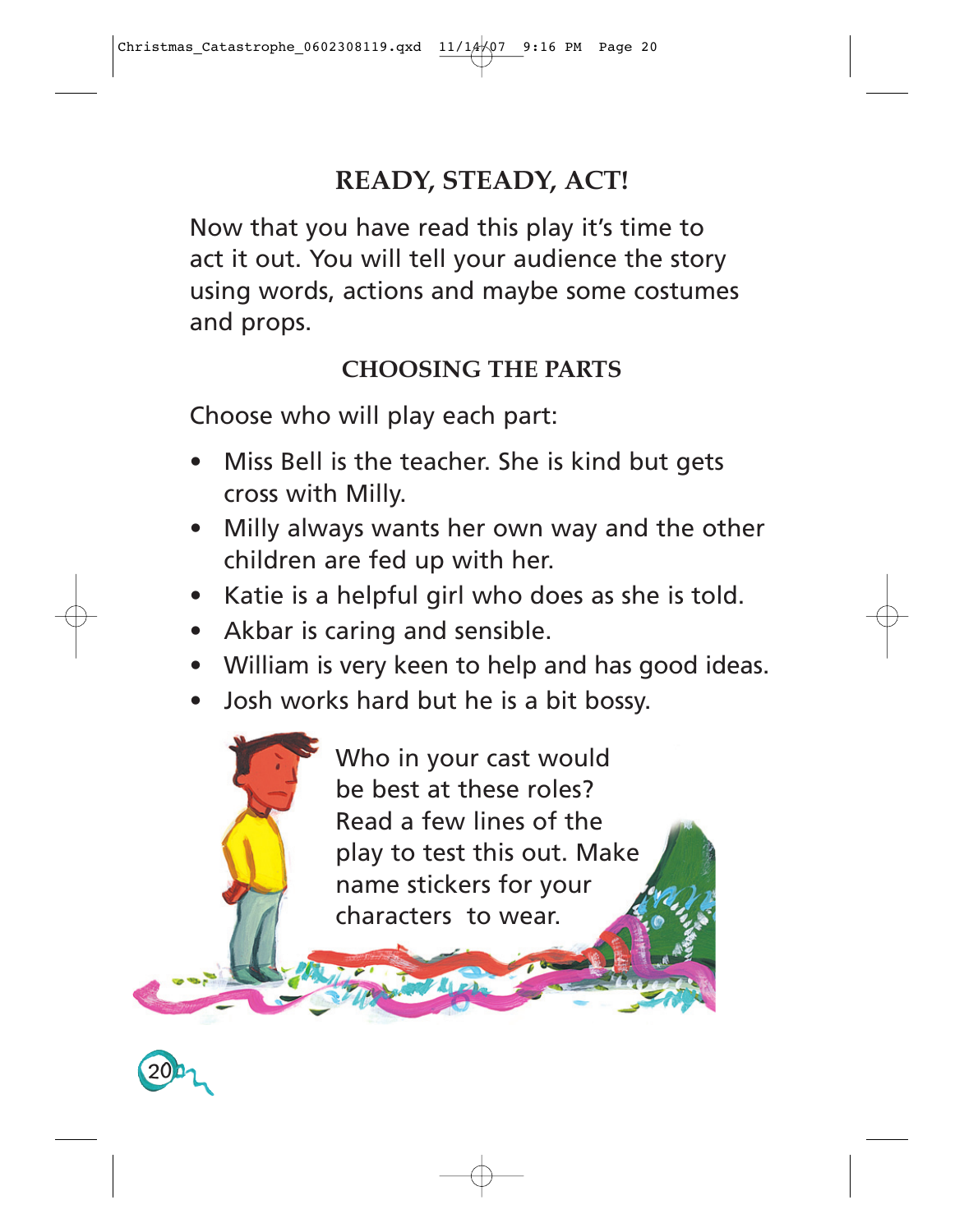## READY, STEADY, ACT!

Now that you have read this play it's time to act it out. You will tell your audience the story using words, actions and maybe some costumes and props.

### CHOOSING THE PARTS

Choose who will play each part:

- Miss Bell is the teacher. She is kind but gets cross with Milly.
- Milly always wants her own way and the other children are fed up with her.
- Katie is a helpful girl who does as she is told.
- Akbar is caring and sensible.
- William is very keen to help and has good ideas.
- Josh works hard but he is a bit bossy.

Who in your cast would be best at these roles? Read a few lines of the play to test this out. Make name stickers for your characters to wear.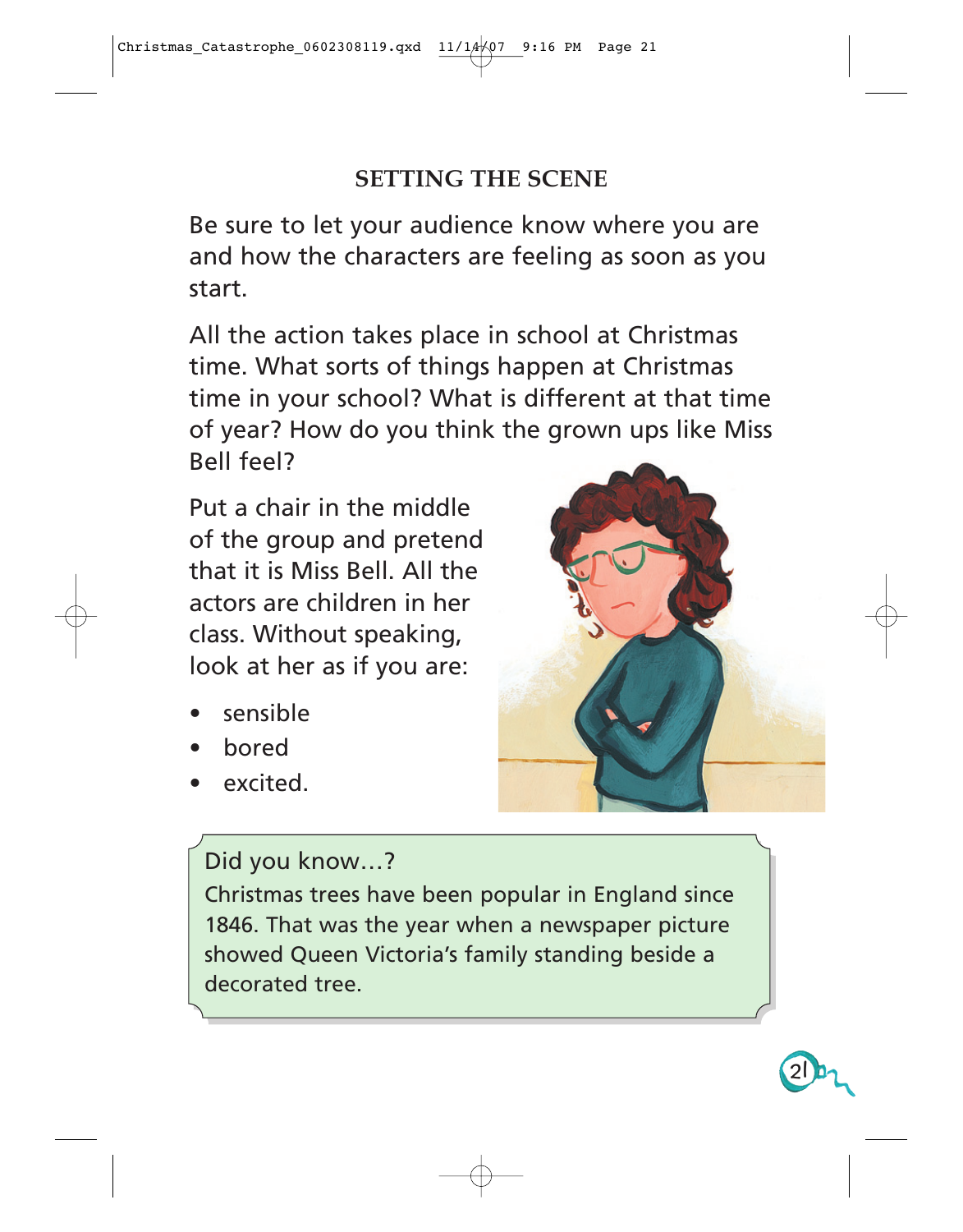## SETTING THE SCENE

Be sure to let your audience know where you are and how the characters are feeling as soon as you start.

All the action takes place in school at Christmas time. What sorts of things happen at Christmas time in your school? What is different at that time of year? How do you think the grown ups like Miss Bell feel?

Put a chair in the middle of the group and pretend that it is Miss Bell. All the actors are children in her class. Without speaking, look at her as if you are:

- sensible
- bored
- excited.

Did you know…?

Christmas trees have been popular in England since 1846. That was the year when a newspaper picture showed Queen Victoria's family standing beside a decorated tree.